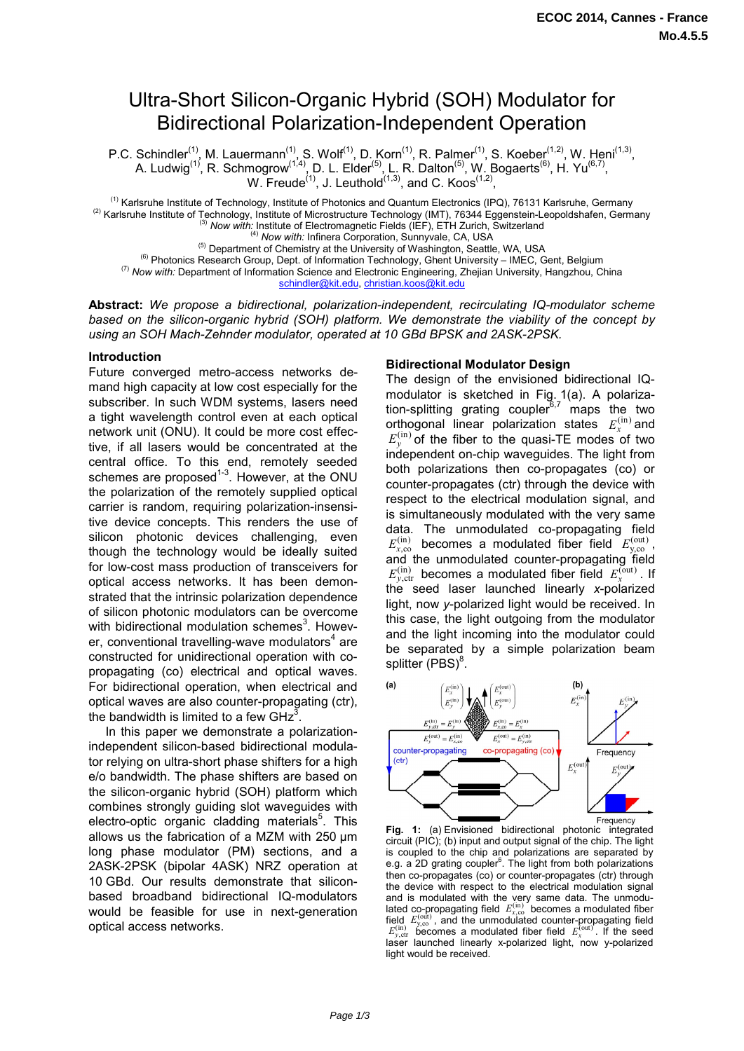# Ultra-Short Silicon-Organic Hybrid (SOH) Modulator for Bidirectional Polarization-Independent Operation

P.C. Schindler[(1)], M. Lauermann[(1)], S. Wolf[(1)], D. Korn[(1)], R. Palmer[(1)], S. Koeber[(1,2)], W. Heni[(1,3)], A. Ludwig[(1)], R. Schmogrow[(1,4)], D. L. Elder[(5)], L. R. Dalton[(5)], W. Bogaerts[(6)], H. Yu[(6,7)], W. Freude[(1)], J. Leuthold[(1,3)], and C. Koos[(1,2)],

[(1)] Karlsruhe Institute of Technology, Institute of Photonics and Quantum Electronics (IPQ), 76131 Karlsruhe, Germany
[(2)] Karlsruhe Institute of Technology, Institute of Microstructure Technology (IMT), 76344 Eggenstein-Leopoldshafen, Germany
[(3)] *Now with:* Institute of Electromagnetic Fields (IEF), ETH Zurich, Switzerland
[(4)] *Now with:* Infinera Corporation, Sunnyvale, CA, USA
[(5)] Department of Chemistry at the University of Washington, Seattle, WA, USA
[(6)] Photonics Research Group, Dept. of Information Technology, Ghent University – IMEC, Gent, Belgium
[(7)] *Now with:* Department of Information Science and Electronic Engineering, Zhejian University, Hangzhou, China
schindler@kit.edu, christian.koos@kit.edu

**Abstract:** *We propose a bidirectional, polarization-independent, recirculating IQ-modulator scheme based on the silicon-organic hybrid (SOH) platform. We demonstrate the viability of the concept by using an SOH Mach-Zehnder modulator, operated at 10 GBd BPSK and 2ASK-2PSK.*

## Introduction

Future converged metro-access networks demand high capacity at low cost especially for the subscriber. In such WDM systems, lasers need a tight wavelength control even at each optical network unit (ONU). It could be more cost effective, if all lasers would be concentrated at the central office. To this end, remotely seeded schemes are proposed[1-3]. However, at the ONU the polarization of the remotely supplied optical carrier is random, requiring polarization-insensitive device concepts. This renders the use of silicon photonic devices challenging, even though the technology would be ideally suited for low-cost mass production of transceivers for optical access networks. It has been demonstrated that the intrinsic polarization dependence of silicon photonic modulators can be overcome with bidirectional modulation schemes[3]. However, conventional travelling-wave modulators[4] are constructed for unidirectional operation with co-propagating (co) electrical and optical waves. For bidirectional operation, when electrical and optical waves are also counter-propagating (ctr), the bandwidth is limited to a few GHz[3].

In this paper we demonstrate a polarization-independent silicon-based bidirectional modulator relying on ultra-short phase shifters for a high e/o bandwidth. The phase shifters are based on the silicon-organic hybrid (SOH) platform which combines strongly guiding slot waveguides with electro-optic organic cladding materials[5]. This allows us the fabrication of a MZM with 250 µm long phase modulator (PM) sections, and a 2ASK-2PSK (bipolar 4ASK) NRZ operation at 10 GBd. Our results demonstrate that silicon-based broadband bidirectional IQ-modulators would be feasible for use in next-generation optical access networks.

## Bidirectional Modulator Design

The design of the envisioned bidirectional IQ-modulator is sketched in Fig. 1(a). A polarization-splitting grating coupler[6,7] maps the two orthogonal linear polarization states $E_x^{(\text{in})}$ and $E_y^{(\text{in})}$ of the fiber to the quasi-TE modes of two independent on-chip waveguides. The light from both polarizations then co-propagates (co) or counter-propagates (ctr) through the device with respect to the electrical modulation signal, and is simultaneously modulated with the very same data. The unmodulated co-propagating field $E_{x,\text{co}}^{(\text{in})}$ becomes a modulated fiber field $E_{y,\text{co}}^{(\text{out})}$, and the unmodulated counter-propagating field $E_{y,\text{ctr}}^{(\text{in})}$ becomes a modulated fiber field $E_x^{(\text{out})}$. If the seed laser launched linearly *x*-polarized light, now *y*-polarized light would be received. In this case, the light outgoing from the modulator and the light incoming into the modulator could be separated by a simple polarization beam splitter (PBS)[8].

**Fig. 1:** (a) Envisioned bidirectional photonic integrated circuit (PIC); (b) input and output signal of the chip. The light is coupled to the chip and polarizations are separated by e.g. a 2D grating coupler[6]. The light from both polarizations then co-propagates (co) or counter-propagates (ctr) through the device with respect to the electrical modulation signal and is modulated with the very same data. The unmodulated co-propagating field $E_{x,\text{co}}^{(\text{in})}$ becomes a modulated fiber field $E_{y,\text{co}}^{(\text{out})}$, and the unmodulated counter-propagating field $E_{y,\text{ctr}}^{(\text{in})}$ becomes a modulated fiber field $E_x^{(\text{out})}$. If the seed laser launched linearly x-polarized light, now y-polarized light would be received.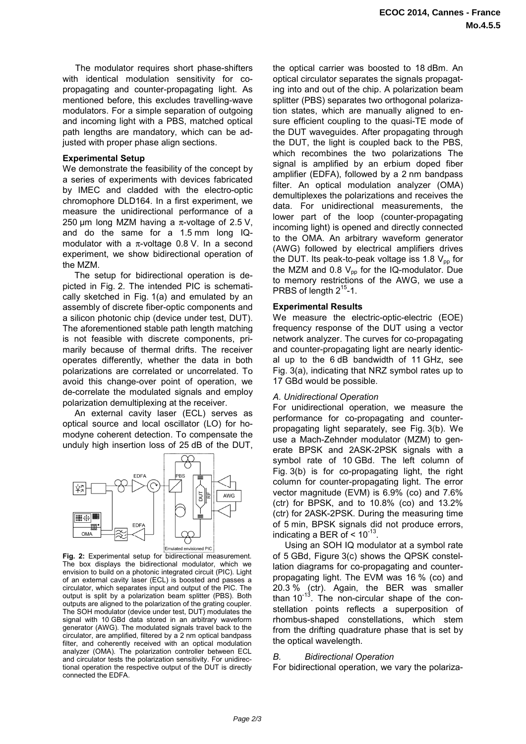The modulator requires short phase-shifters with identical modulation sensitivity for co-propagating and counter-propagating light. As mentioned before, this excludes travelling-wave modulators. For a simple separation of outgoing and incoming light with a PBS, matched optical path lengths are mandatory, which can be adjusted with proper phase align sections.

**Experimental Setup**

We demonstrate the feasibility of the concept by a series of experiments with devices fabricated by IMEC and cladded with the electro-optic chromophore DLD164. In a first experiment, we measure the unidirectional performance of a 250 µm long MZM having a π-voltage of 2.5 V, and do the same for a 1.5 mm long IQ-modulator with a π-voltage 0.8 V. In a second experiment, we show bidirectional operation of the MZM.

The setup for bidirectional operation is depicted in Fig. 2. The intended PIC is schematically sketched in Fig. 1(a) and emulated by an assembly of discrete fiber-optic components and a silicon photonic chip (device under test, DUT). The aforementioned stable path length matching is not feasible with discrete components, primarily because of thermal drifts. The receiver operates differently, whether the data in both polarizations are correlated or uncorrelated. To avoid this change-over point of operation, we de-correlate the modulated signals and employ polarization demultiplexing at the receiver.

An external cavity laser (ECL) serves as optical source and local oscillator (LO) for homodyne coherent detection. To compensate the unduly high insertion loss of 25 dB of the DUT,

**Fig. 2:** Experimental setup for bidirectional measurement. The box displays the bidirectional modulator, which we envision to build on a photonic integrated circuit (PIC). Light of an external cavity laser (ECL) is boosted and passes a circulator, which separates input and output of the PIC. The output is split by a polarization beam splitter (PBS). Both outputs are aligned to the polarization of the grating coupler. The SOH modulator (device under test, DUT) modulates the signal with 10 GBd data stored in an arbitrary waveform generator (AWG). The modulated signals travel back to the circulator, are amplified, filtered by a 2 nm optical bandpass filter, and coherently received with an optical modulation analyzer (OMA). The polarization controller between ECL and circulator tests the polarization sensitivity. For unidirectional operation the respective output of the DUT is directly connected the EDFA.

the optical carrier was boosted to 18 dBm. An optical circulator separates the signals propagating into and out of the chip. A polarization beam splitter (PBS) separates two orthogonal polarization states, which are manually aligned to ensure efficient coupling to the quasi-TE mode of the DUT waveguides. After propagating through the DUT, the light is coupled back to the PBS, which recombines the two polarizations The signal is amplified by an erbium doped fiber amplifier (EDFA), followed by a 2 nm bandpass filter. An optical modulation analyzer (OMA) demultiplexes the polarizations and receives the data. For unidirectional measurements, the lower part of the loop (counter-propagating incoming light) is opened and directly connected to the OMA. An arbitrary waveform generator (AWG) followed by electrical amplifiers drives the DUT. Its peak-to-peak voltage iss 1.8 $V_{pp}$ for the MZM and 0.8 $V_{pp}$ for the IQ-modulator. Due to memory restrictions of the AWG, we use a PRBS of length $2^{15}$-1.

**Experimental Results**

We measure the electric-optic-electric (EOE) frequency response of the DUT using a vector network analyzer. The curves for co-propagating and counter-propagating light are nearly identical up to the 6 dB bandwidth of 11 GHz, see Fig. 3(a), indicating that NRZ symbol rates up to 17 GBd would be possible.

*A. Unidirectional Operation*

For unidirectional operation, we measure the performance for co-propagating and counter-propagating light separately, see Fig. 3(b). We use a Mach-Zehnder modulator (MZM) to generate BPSK and 2ASK-2PSK signals with a symbol rate of 10 GBd. The left column of Fig. 3(b) is for co-propagating light, the right column for counter-propagating light. The error vector magnitude (EVM) is 6.9% (co) and 7.6% (ctr) for BPSK, and to 10.8% (co) and 13.2% (ctr) for 2ASK-2PSK. During the measuring time of 5 min, BPSK signals did not produce errors, indicating a BER of < $10^{-13}$.

Using an SOH IQ modulator at a symbol rate of 5 GBd, Figure 3(c) shows the QPSK constellation diagrams for co-propagating and counter-propagating light. The EVM was 16 % (co) and 20.3 % (ctr). Again, the BER was smaller than $10^{-13}$. The non-circular shape of the constellation points reflects a superposition of rhombus-shaped constellations, which stem from the drifting quadrature phase that is set by the optical wavelength.

*B. Bidirectional Operation*

For bidirectional operation, we vary the polariza-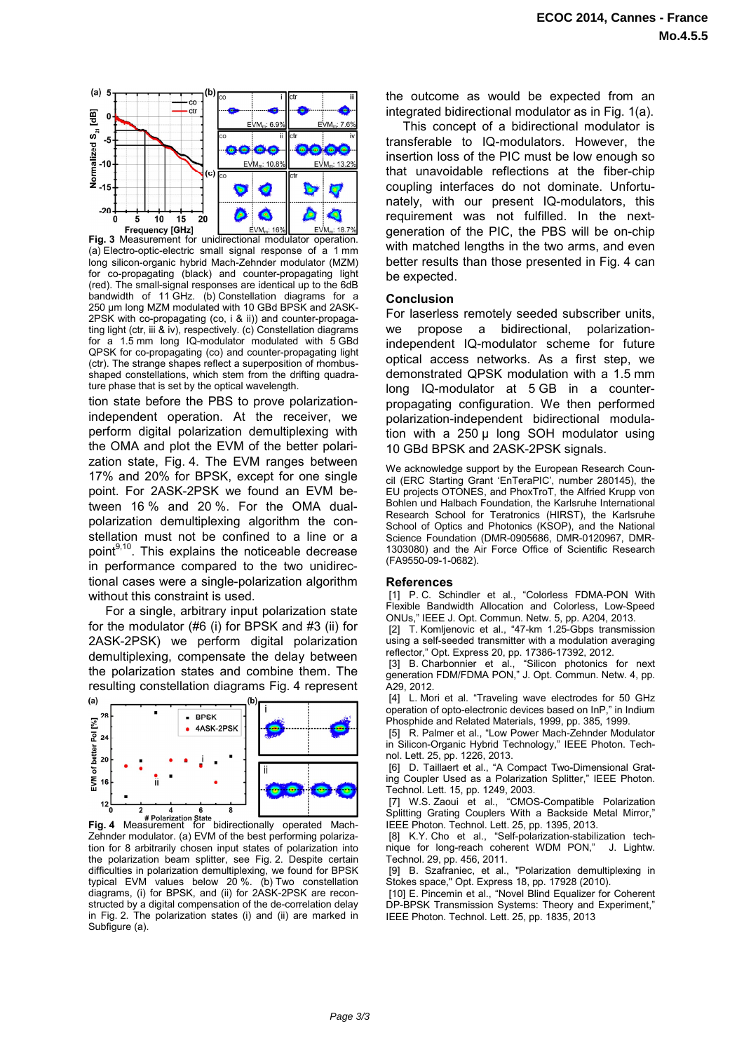(a) 5
0
-5
-10
-15
-20
Normalized $S_{21}$ [dB]
0 5 10 15 20
Frequency [GHz]
co
ctr

(b)
co i
EVM$_m$: 6.9%
ctr iii
EVM$_m$: 7.6%
co ii
EVM$_m$: 10.8%
ctr iv
EVM$_m$: 13.2%
(c)
co
EVM$_m$: 16%
ctr
EVM$_m$: 18.7%

**Fig. 3** Measurement for unidirectional modulator operation. (a) Electro-optic-electric small signal response of a 1 mm long silicon-organic hybrid Mach-Zehnder modulator (MZM) for co-propagating (black) and counter-propagating light (red). The small-signal responses are identical up to the 6dB bandwidth of 11 GHz. (b) Constellation diagrams for a 250 µm long MZM modulated with 10 GBd BPSK and 2ASK-2PSK with co-propagating (co, i & ii)) and counter-propagating light (ctr, iii & iv), respectively. (c) Constellation diagrams for a 1.5 mm long IQ-modulator modulated with 5 GBd QPSK for co-propagating (co) and counter-propagating light (ctr). The strange shapes reflect a superposition of rhombus-shaped constellations, which stem from the drifting quadrature phase that is set by the optical wavelength.

tion state before the PBS to prove polarization-independent operation. At the receiver, we perform digital polarization demultiplexing with the OMA and plot the EVM of the better polarization state, Fig. 4. The EVM ranges between 17% and 20% for BPSK, except for one single point. For 2ASK-2PSK we found an EVM between 16 % and 20 %. For the OMA dual-polarization demultiplexing algorithm the constellation must not be confined to a line or a point[9,10]. This explains the noticeable decrease in performance compared to the two unidirectional cases were a single-polarization algorithm without this constraint is used.

For a single, arbitrary input polarization state for the modulator (#6 (i) for BPSK and #3 (ii) for 2ASK-2PSK) we perform digital polarization demultiplexing, compensate the delay between the polarization states and combine them. The resulting constellation diagrams Fig. 4 represent

(a)
28
24
20
16
12
EVM of better Pol [%]
0 2 4 6 8
# Polarization State
BPSK
4ASK-2PSK
i
ii
(b)
i
ii

**Fig. 4** Measurement for bidirectionally operated Mach-Zehnder modulator. (a) EVM of the best performing polarization for 8 arbitrarily chosen input states of polarization into the polarization beam splitter, see Fig. 2. Despite certain difficulties in polarization demultiplexing, we found for BPSK typical EVM values below 20 %. (b) Two constellation diagrams, (i) for BPSK, and (ii) for 2ASK-2PSK are reconstructed by a digital compensation of the de-correlation delay in Fig. 2. The polarization states (i) and (ii) are marked in Subfigure (a).

the outcome as would be expected from an integrated bidirectional modulator as in Fig. 1(a).

This concept of a bidirectional modulator is transferable to IQ-modulators. However, the insertion loss of the PIC must be low enough so that unavoidable reflections at the fiber-chip coupling interfaces do not dominate. Unfortunately, with our present IQ-modulators, this requirement was not fulfilled. In the next-generation of the PIC, the PBS will be on-chip with matched lengths in the two arms, and even better results than those presented in Fig. 4 can be expected.

## Conclusion

For laserless remotely seeded subscriber units, we propose a bidirectional, polarization-independent IQ-modulator scheme for future optical access networks. As a first step, we demonstrated QPSK modulation with a 1.5 mm long IQ-modulator at 5 GB in a counter-propagating configuration. We then performed polarization-independent bidirectional modulation with a 250 µ long SOH modulator using 10 GBd BPSK and 2ASK-2PSK signals.

We acknowledge support by the European Research Council (ERC Starting Grant 'EnTeraPIC', number 280145), the EU projects OTONES, and PhoxTroT, the Alfried Krupp von Bohlen und Halbach Foundation, the Karlsruhe International Research School for Teratronics (HIRST), the Karlsruhe School of Optics and Photonics (KSOP), and the National Science Foundation (DMR-0905686, DMR-0120967, DMR-1303080) and the Air Force Office of Scientific Research (FA9550-09-1-0682).

## References

[1] P. C. Schindler et al., "Colorless FDMA-PON With Flexible Bandwidth Allocation and Colorless, Low-Speed ONUs," IEEE J. Opt. Commun. Netw. 5, pp. A204, 2013.

[2] T. Komljenovic et al., "47-km 1.25-Gbps transmission using a self-seeded transmitter with a modulation averaging reflector," Opt. Express 20, pp. 17386-17392, 2012.

[3] B. Charbonnier et al., "Silicon photonics for next generation FDM/FDMA PON," J. Opt. Commun. Netw. 4, pp. A29, 2012.

[4] L. Mori et al. "Traveling wave electrodes for 50 GHz operation of opto-electronic devices based on InP," in Indium Phosphide and Related Materials, 1999, pp. 385, 1999.

[5] R. Palmer et al., "Low Power Mach-Zehnder Modulator in Silicon-Organic Hybrid Technology," IEEE Photon. Technol. Lett. 25, pp. 1226, 2013.

[6] D. Taillaert et al., "A Compact Two-Dimensional Grating Coupler Used as a Polarization Splitter," IEEE Photon. Technol. Lett. 15, pp. 1249, 2003.

[7] W.S. Zaoui et al., "CMOS-Compatible Polarization Splitting Grating Couplers With a Backside Metal Mirror," IEEE Photon. Technol. Lett. 25, pp. 1395, 2013.

[8] K.Y. Cho et al., "Self-polarization-stabilization technique for long-reach coherent WDM PON," J. Lightw. Technol. 29, pp. 456, 2011.

[9] B. Szafraniec, et al., "Polarization demultiplexing in Stokes space," Opt. Express 18, pp. 17928 (2010).

[10] E. Pincemin et al., "Novel Blind Equalizer for Coherent DP-BPSK Transmission Systems: Theory and Experiment," IEEE Photon. Technol. Lett. 25, pp. 1835, 2013